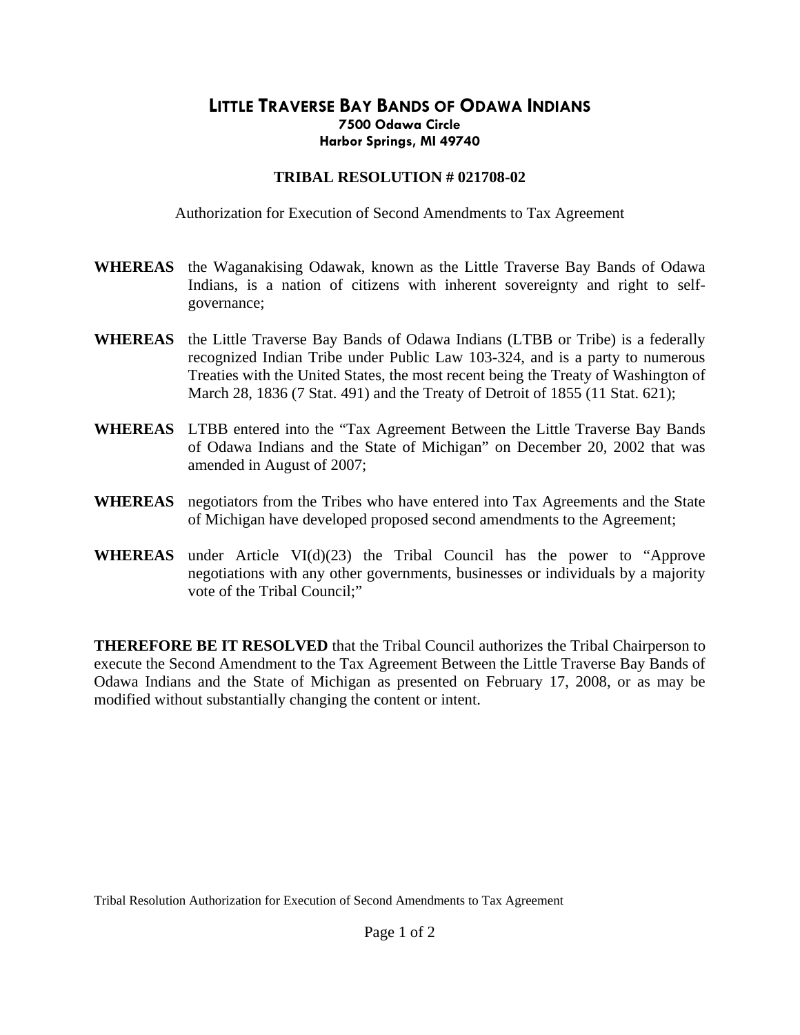# LITTLE TRAVERSE BAY BANDS OF ODAWA INDIANS

**7500 Odawa Circle**
**Harbor Springs, MI 49740**

## TRIBAL RESOLUTION # 021708-02

Authorization for Execution of Second Amendments to Tax Agreement

**WHEREAS** the Waganakising Odawak, known as the Little Traverse Bay Bands of Odawa Indians, is a nation of citizens with inherent sovereignty and right to self-governance;

**WHEREAS** the Little Traverse Bay Bands of Odawa Indians (LTBB or Tribe) is a federally recognized Indian Tribe under Public Law 103-324, and is a party to numerous Treaties with the United States, the most recent being the Treaty of Washington of March 28, 1836 (7 Stat. 491) and the Treaty of Detroit of 1855 (11 Stat. 621);

**WHEREAS** LTBB entered into the "Tax Agreement Between the Little Traverse Bay Bands of Odawa Indians and the State of Michigan" on December 20, 2002 that was amended in August of 2007;

**WHEREAS** negotiators from the Tribes who have entered into Tax Agreements and the State of Michigan have developed proposed second amendments to the Agreement;

**WHEREAS** under Article VI(d)(23) the Tribal Council has the power to "Approve negotiations with any other governments, businesses or individuals by a majority vote of the Tribal Council;"

**THEREFORE BE IT RESOLVED** that the Tribal Council authorizes the Tribal Chairperson to execute the Second Amendment to the Tax Agreement Between the Little Traverse Bay Bands of Odawa Indians and the State of Michigan as presented on February 17, 2008, or as may be modified without substantially changing the content or intent.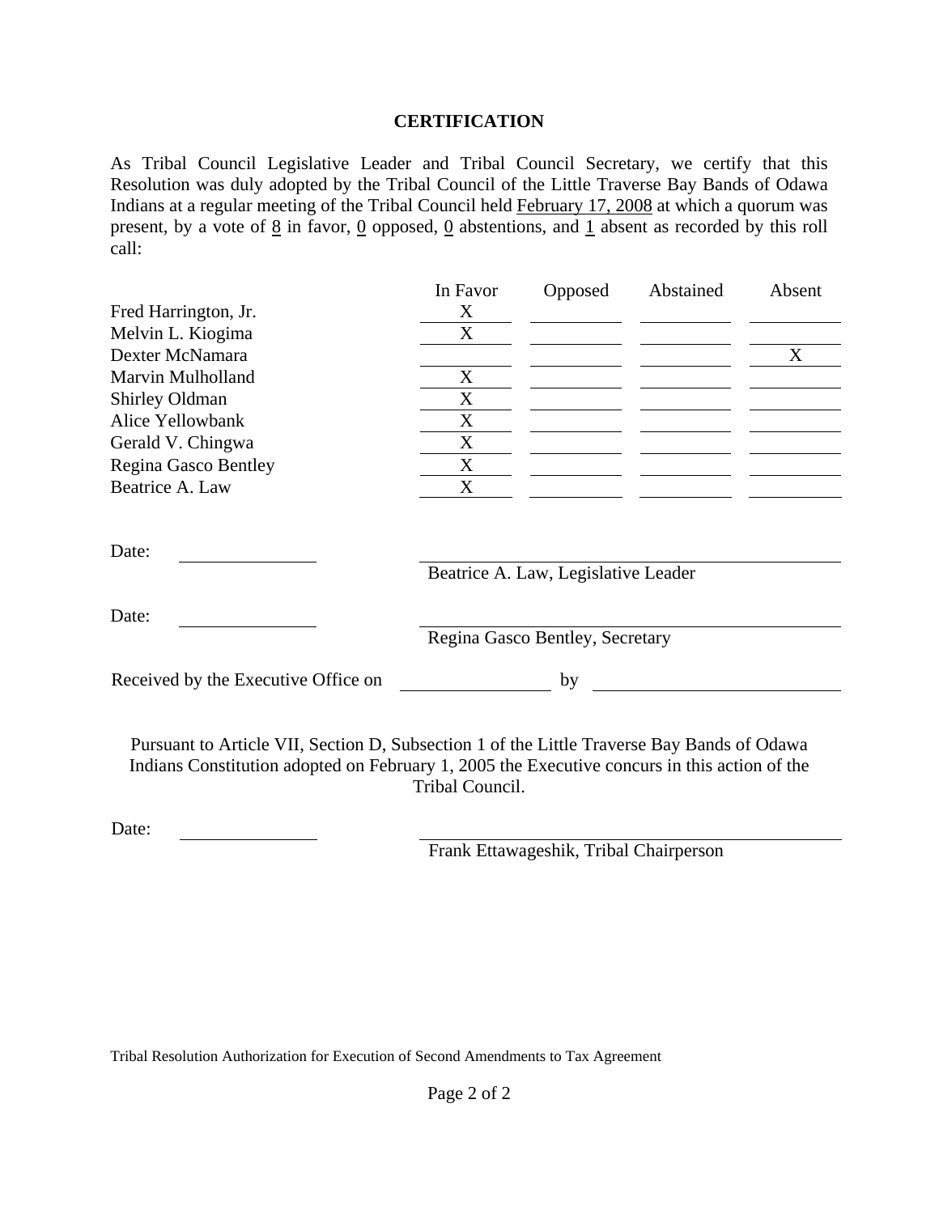## CERTIFICATION

As Tribal Council Legislative Leader and Tribal Council Secretary, we certify that this Resolution was duly adopted by the Tribal Council of the Little Traverse Bay Bands of Odawa Indians at a regular meeting of the Tribal Council held February 17, 2008 at which a quorum was present, by a vote of 8 in favor, 0 opposed, 0 abstentions, and 1 absent as recorded by this roll call:

| | In Favor | Opposed | Abstained | Absent |
|---|---|---|---|---|
| Fred Harrington, Jr. | X | | | |
| Melvin L. Kiogima | X | | | |
| Dexter McNamara | | | | X |
| Marvin Mulholland | X | | | |
| Shirley Oldman | X | | | |
| Alice Yellowbank | X | | | |
| Gerald V. Chingwa | X | | | |
| Regina Gasco Bentley | X | | | |
| Beatrice A. Law | X | | | |

Date: \_\_\_\_\_\_\_\_\_\_\_\_ \_\_\_\_\_\_\_\_\_\_\_\_\_\_\_\_\_\_\_\_\_\_\_\_\_\_\_\_\_\_
Beatrice A. Law, Legislative Leader

Date: \_\_\_\_\_\_\_\_\_\_\_\_ \_\_\_\_\_\_\_\_\_\_\_\_\_\_\_\_\_\_\_\_\_\_\_\_\_\_\_\_\_\_
Regina Gasco Bentley, Secretary

Received by the Executive Office on \_\_\_\_\_\_\_\_\_\_\_\_ by \_\_\_\_\_\_\_\_\_\_\_\_\_\_\_\_\_\_\_\_

Pursuant to Article VII, Section D, Subsection 1 of the Little Traverse Bay Bands of Odawa Indians Constitution adopted on February 1, 2005 the Executive concurs in this action of the Tribal Council.

Date: \_\_\_\_\_\_\_\_\_\_\_\_ \_\_\_\_\_\_\_\_\_\_\_\_\_\_\_\_\_\_\_\_\_\_\_\_\_\_\_\_\_\_
Frank Ettawageshik, Tribal Chairperson

Tribal Resolution Authorization for Execution of Second Amendments to Tax Agreement